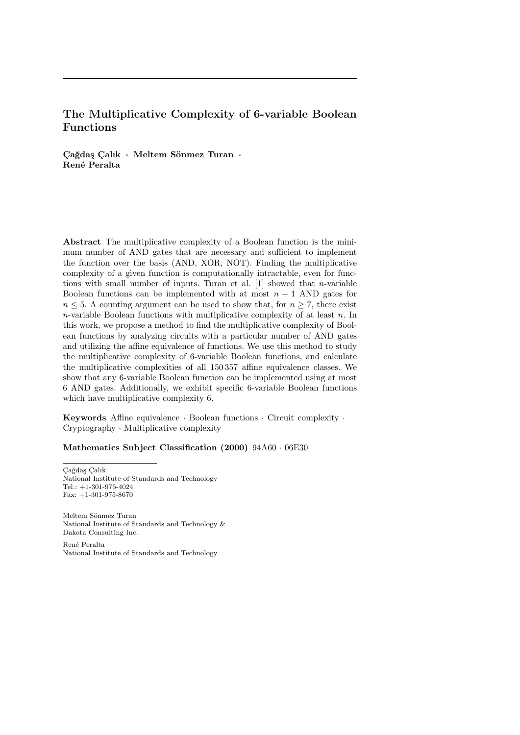# The Multiplicative Complexity of 6-variable Boolean Functions

**Çağdaş Çalık · Meltem Sönmez Turan · René Peralta**

**Abstract** The multiplicative complexity of a Boolean function is the minimum number of AND gates that are necessary and sufficient to implement the function over the basis (AND, XOR, NOT). Finding the multiplicative complexity of a given function is computationally intractable, even for functions with small number of inputs. Turan et al. [1] showed that $n$-variable Boolean functions can be implemented with at most $n-1$ AND gates for $n \leq 5$. A counting argument can be used to show that, for $n \geq 7$, there exist $n$-variable Boolean functions with multiplicative complexity of at least $n$. In this work, we propose a method to find the multiplicative complexity of Boolean functions by analyzing circuits with a particular number of AND gates and utilizing the affine equivalence of functions. We use this method to study the multiplicative complexity of 6-variable Boolean functions, and calculate the multiplicative complexities of all 150 357 affine equivalence classes. We show that any 6-variable Boolean function can be implemented using at most 6 AND gates. Additionally, we exhibit specific 6-variable Boolean functions which have multiplicative complexity 6.

**Keywords** Affine equivalence · Boolean functions · Circuit complexity · Cryptography · Multiplicative complexity

**Mathematics Subject Classification (2000)** 94A60 · 06E30

---

Çağdaş Çalık
National Institute of Standards and Technology
Tel.: +1-301-975-4024
Fax: +1-301-975-8670

Meltem Sönmez Turan
National Institute of Standards and Technology &
Dakota Consulting Inc.

René Peralta
National Institute of Standards and Technology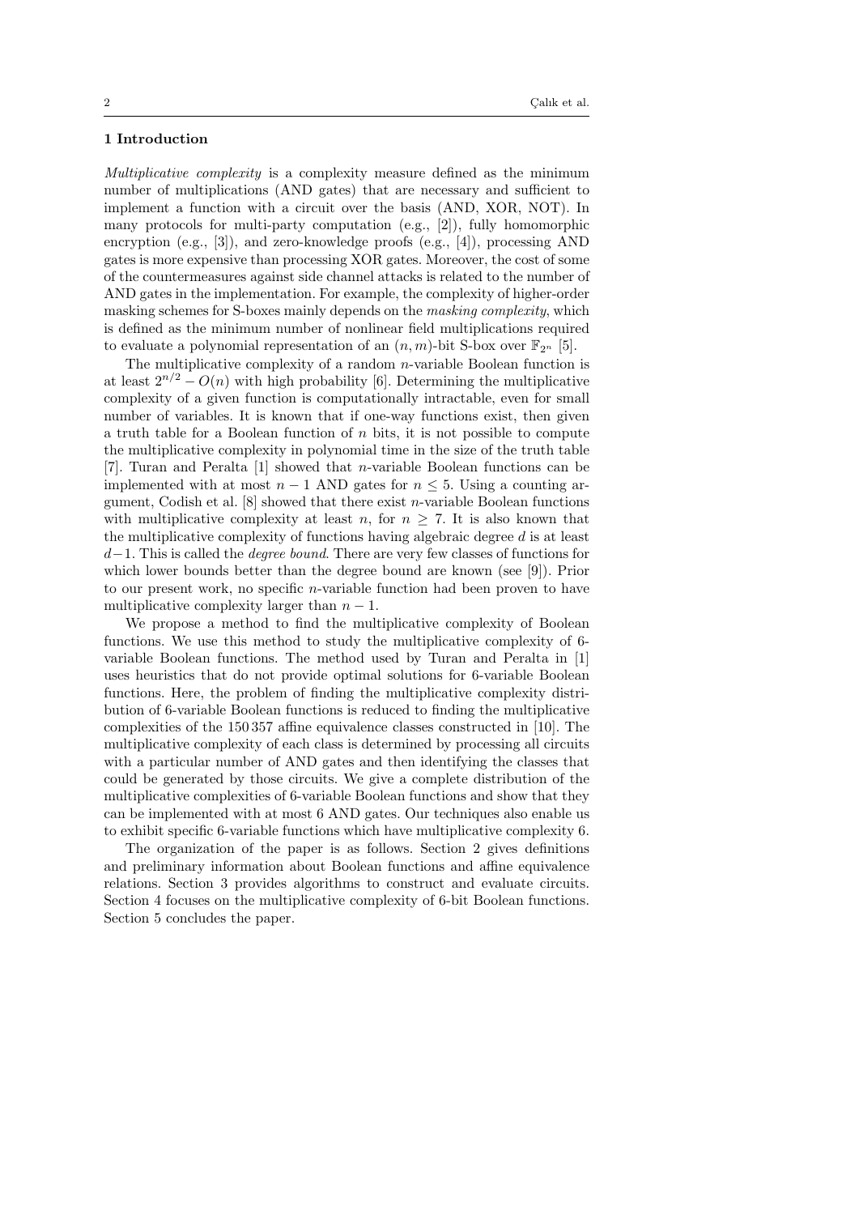## 1 Introduction

*Multiplicative complexity* is a complexity measure defined as the minimum number of multiplications (AND gates) that are necessary and sufficient to implement a function with a circuit over the basis (AND, XOR, NOT). In many protocols for multi-party computation (e.g., [2]), fully homomorphic encryption (e.g., [3]), and zero-knowledge proofs (e.g., [4]), processing AND gates is more expensive than processing XOR gates. Moreover, the cost of some of the countermeasures against side channel attacks is related to the number of AND gates in the implementation. For example, the complexity of higher-order masking schemes for S-boxes mainly depends on the *masking complexity*, which is defined as the minimum number of nonlinear field multiplications required to evaluate a polynomial representation of an $(n, m)$-bit S-box over $\mathbb{F}_{2^n}$ [5].

The multiplicative complexity of a random $n$-variable Boolean function is at least $2^{n/2} - O(n)$ with high probability [6]. Determining the multiplicative complexity of a given function is computationally intractable, even for small number of variables. It is known that if one-way functions exist, then given a truth table for a Boolean function of $n$ bits, it is not possible to compute the multiplicative complexity in polynomial time in the size of the truth table [7]. Turan and Peralta [1] showed that $n$-variable Boolean functions can be implemented with at most $n - 1$ AND gates for $n \leq 5$. Using a counting argument, Codish et al. [8] showed that there exist $n$-variable Boolean functions with multiplicative complexity at least $n$, for $n \geq 7$. It is also known that the multiplicative complexity of functions having algebraic degree $d$ is at least $d-1$. This is called the *degree bound*. There are very few classes of functions for which lower bounds better than the degree bound are known (see [9]). Prior to our present work, no specific $n$-variable function had been proven to have multiplicative complexity larger than $n - 1$.

We propose a method to find the multiplicative complexity of Boolean functions. We use this method to study the multiplicative complexity of 6-variable Boolean functions. The method used by Turan and Peralta in [1] uses heuristics that do not provide optimal solutions for 6-variable Boolean functions. Here, the problem of finding the multiplicative complexity distribution of 6-variable Boolean functions is reduced to finding the multiplicative complexities of the 150 357 affine equivalence classes constructed in [10]. The multiplicative complexity of each class is determined by processing all circuits with a particular number of AND gates and then identifying the classes that could be generated by those circuits. We give a complete distribution of the multiplicative complexities of 6-variable Boolean functions and show that they can be implemented with at most 6 AND gates. Our techniques also enable us to exhibit specific 6-variable functions which have multiplicative complexity 6.

The organization of the paper is as follows. Section 2 gives definitions and preliminary information about Boolean functions and affine equivalence relations. Section 3 provides algorithms to construct and evaluate circuits. Section 4 focuses on the multiplicative complexity of 6-bit Boolean functions. Section 5 concludes the paper.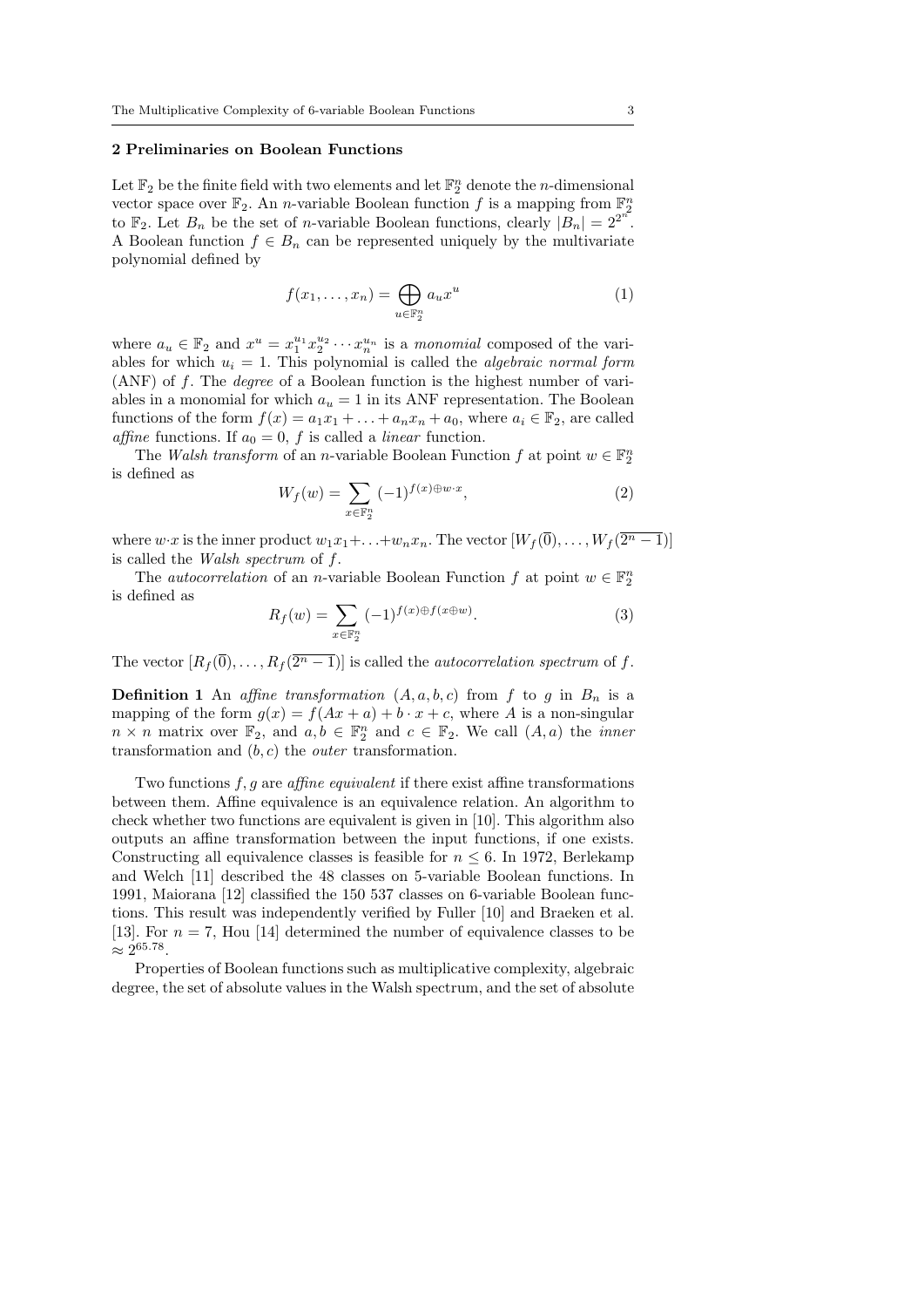## 2 Preliminaries on Boolean Functions

Let $\mathbb{F}_2$ be the finite field with two elements and let $\mathbb{F}_2^n$ denote the $n$-dimensional vector space over $\mathbb{F}_2$. An $n$-variable Boolean function $f$ is a mapping from $\mathbb{F}_2^n$ to $\mathbb{F}_2$. Let $B_n$ be the set of $n$-variable Boolean functions, clearly $|B_n| = 2^{2^n}$. A Boolean function $f \in B_n$ can be represented uniquely by the multivariate polynomial defined by

$$f(x_1, \ldots, x_n) = \bigoplus_{u \in \mathbb{F}_2^n} a_u x^u \tag{1}$$

where $a_u \in \mathbb{F}_2$ and $x^u = x_1^{u_1} x_2^{u_2} \cdots x_n^{u_n}$ is a *monomial* composed of the variables for which $u_i = 1$. This polynomial is called the *algebraic normal form* (ANF) of $f$. The *degree* of a Boolean function is the highest number of variables in a monomial for which $a_u = 1$ in its ANF representation. The Boolean functions of the form $f(x) = a_1x_1 + \ldots + a_nx_n + a_0$, where $a_i \in \mathbb{F}_2$, are called *affine* functions. If $a_0 = 0$, $f$ is called a *linear* function.

The *Walsh transform* of an $n$-variable Boolean Function $f$ at point $w \in \mathbb{F}_2^n$ is defined as

$$W_f(w) = \sum_{x \in \mathbb{F}_2^n} (-1)^{f(x) \oplus w \cdot x}, \tag{2}$$

where $w \cdot x$ is the inner product $w_1x_1 + \ldots + w_nx_n$. The vector $[W_f(\overline{0}), \ldots, W_f(\overline{2^n - 1})]$ is called the *Walsh spectrum* of $f$.

The *autocorrelation* of an $n$-variable Boolean Function $f$ at point $w \in \mathbb{F}_2^n$ is defined as

$$R_f(w) = \sum_{x \in \mathbb{F}_2^n} (-1)^{f(x) \oplus f(x \oplus w)}. \tag{3}$$

The vector $[R_f(\overline{0}), \ldots, R_f(\overline{2^n - 1})]$ is called the *autocorrelation spectrum* of $f$.

**Definition 1** An *affine transformation* $(A, a, b, c)$ from $f$ to $g$ in $B_n$ is a mapping of the form $g(x) = f(Ax + a) + b \cdot x + c$, where $A$ is a non-singular $n \times n$ matrix over $\mathbb{F}_2$, and $a, b \in \mathbb{F}_2^n$ and $c \in \mathbb{F}_2$. We call $(A, a)$ the *inner* transformation and $(b, c)$ the *outer* transformation.

Two functions $f, g$ are *affine equivalent* if there exist affine transformations between them. Affine equivalence is an equivalence relation. An algorithm to check whether two functions are equivalent is given in [10]. This algorithm also outputs an affine transformation between the input functions, if one exists. Constructing all equivalence classes is feasible for $n \leq 6$. In 1972, Berlekamp and Welch [11] described the 48 classes on 5-variable Boolean functions. In 1991, Maiorana [12] classified the 150 537 classes on 6-variable Boolean functions. This result was independently verified by Fuller [10] and Braeken et al. [13]. For $n = 7$, Hou [14] determined the number of equivalence classes to be $\approx 2^{65.78}$.

Properties of Boolean functions such as multiplicative complexity, algebraic degree, the set of absolute values in the Walsh spectrum, and the set of absolute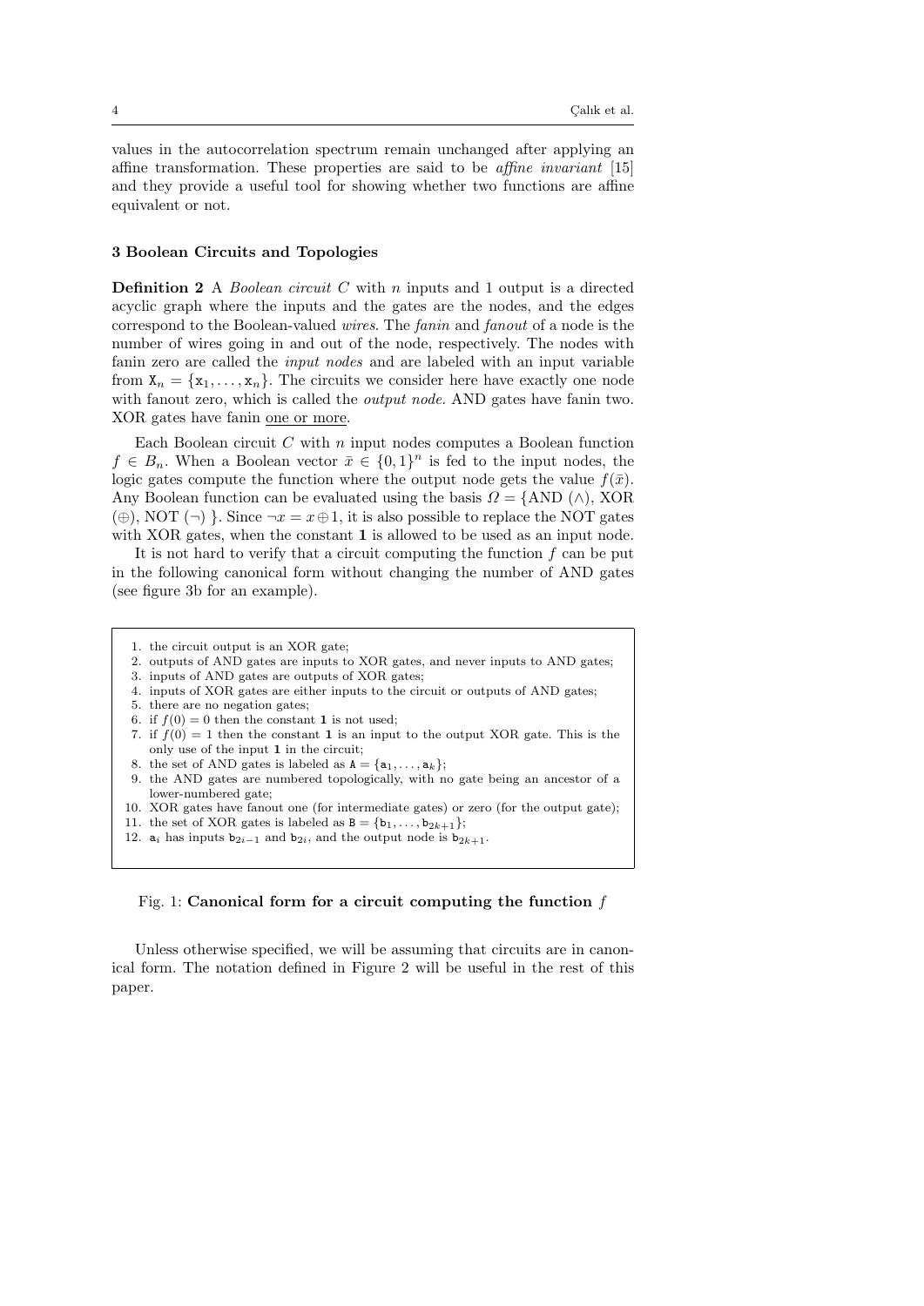values in the autocorrelation spectrum remain unchanged after applying an affine transformation. These properties are said to be *affine invariant* [15] and they provide a useful tool for showing whether two functions are affine equivalent or not.

## 3 Boolean Circuits and Topologies

**Definition 2** A *Boolean circuit* $C$ with $n$ inputs and 1 output is a directed acyclic graph where the inputs and the gates are the nodes, and the edges correspond to the Boolean-valued *wires*. The *fanin* and *fanout* of a node is the number of wires going in and out of the node, respectively. The nodes with fanin zero are called the *input nodes* and are labeled with an input variable from $\mathtt{X}_n = \{\mathtt{x}_1, \ldots, \mathtt{x}_n\}$. The circuits we consider here have exactly one node with fanout zero, which is called the *output node*. AND gates have fanin two. XOR gates have fanin one or more.

Each Boolean circuit $C$ with $n$ input nodes computes a Boolean function $f \in B_n$. When a Boolean vector $\bar{x} \in \{0,1\}^n$ is fed to the input nodes, the logic gates compute the function where the output node gets the value $f(\bar{x})$. Any Boolean function can be evaluated using the basis $\Omega = \{\text{AND } (\wedge), \text{XOR } (\oplus), \text{NOT } (\neg)\}$. Since $\neg x = x \oplus 1$, it is also possible to replace the NOT gates with XOR gates, when the constant **1** is allowed to be used as an input node.

It is not hard to verify that a circuit computing the function $f$ can be put in the following canonical form without changing the number of AND gates (see figure 3b for an example).

1. the circuit output is an XOR gate;
2. outputs of AND gates are inputs to XOR gates, and never inputs to AND gates;
3. inputs of AND gates are outputs of XOR gates;
4. inputs of XOR gates are either inputs to the circuit or outputs of AND gates;
5. there are no negation gates;
6. if $f(0) = 0$ then the constant **1** is not used;
7. if $f(0) = 1$ then the constant **1** is an input to the output XOR gate. This is the only use of the input **1** in the circuit;
8. the set of AND gates is labeled as $\mathtt{A} = \{\mathtt{a}_1, \ldots, \mathtt{a}_k\}$;
9. the AND gates are numbered topologically, with no gate being an ancestor of a lower-numbered gate;
10. XOR gates have fanout one (for intermediate gates) or zero (for the output gate);
11. the set of XOR gates is labeled as $\mathtt{B} = \{\mathtt{b}_1, \ldots, \mathtt{b}_{2k+1}\}$;
12. $\mathtt{a}_i$ has inputs $\mathtt{b}_{2i-1}$ and $\mathtt{b}_{2i}$, and the output node is $\mathtt{b}_{2k+1}$.

Fig. 1: **Canonical form for a circuit computing the function $f$**

Unless otherwise specified, we will be assuming that circuits are in canonical form. The notation defined in Figure 2 will be useful in the rest of this paper.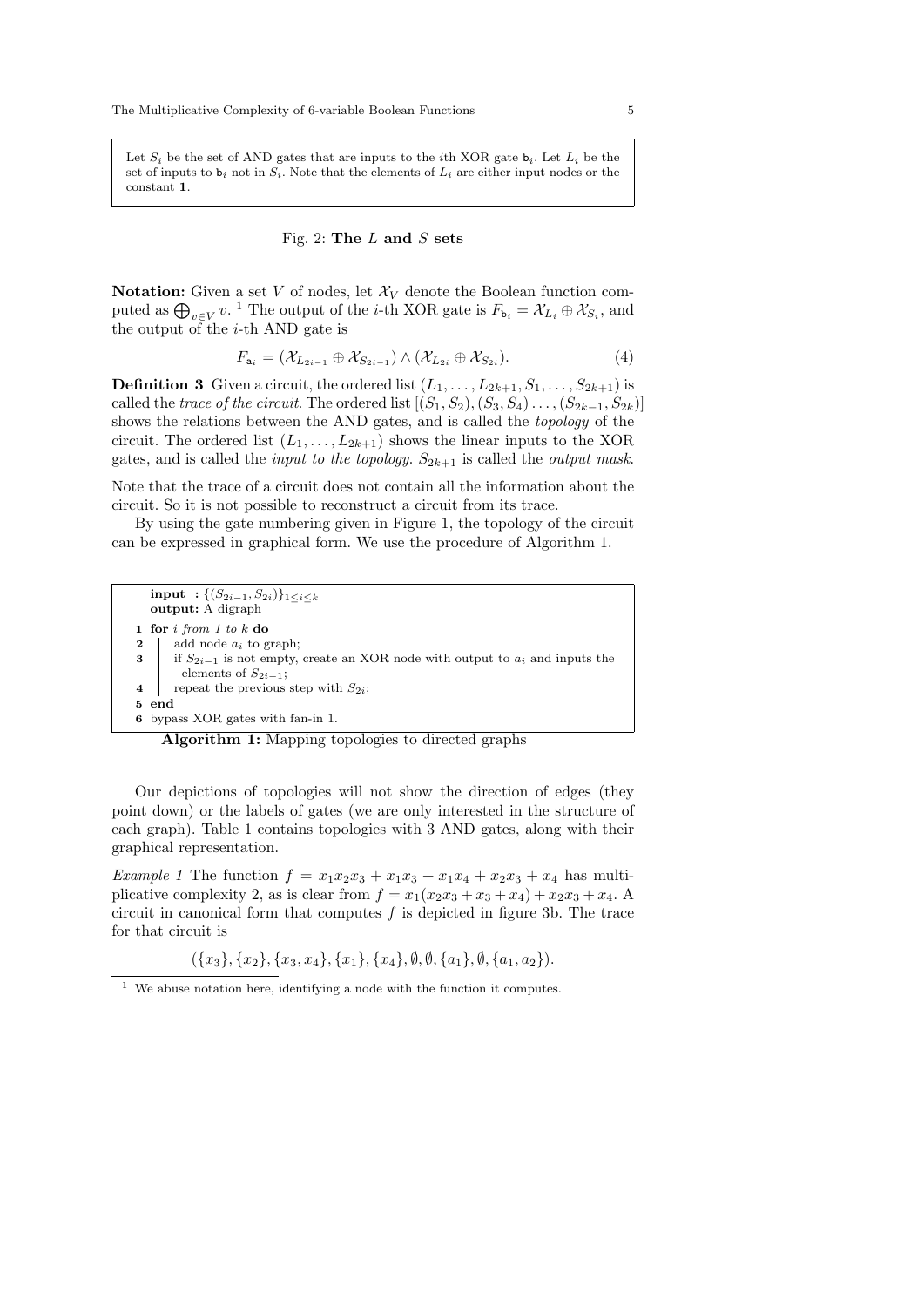> Let $S_i$ be the set of AND gates that are inputs to the $i$th XOR gate $\mathsf{b}_i$. Let $L_i$ be the set of inputs to $\mathsf{b}_i$ not in $S_i$. Note that the elements of $L_i$ are either input nodes or the constant **1**.

Fig. 2: **The $L$ and $S$ sets**

**Notation:** Given a set $V$ of nodes, let $\mathcal{X}_V$ denote the Boolean function computed as $\bigoplus_{v \in V} v$. [1] The output of the $i$-th XOR gate is $F_{\mathsf{b}_i} = \mathcal{X}_{L_i} \oplus \mathcal{X}_{S_i}$, and the output of the $i$-th AND gate is

$$F_{\mathsf{a}_i} = (\mathcal{X}_{L_{2i-1}} \oplus \mathcal{X}_{S_{2i-1}}) \wedge (\mathcal{X}_{L_{2i}} \oplus \mathcal{X}_{S_{2i}}). \tag{4}$$

**Definition 3** Given a circuit, the ordered list $(L_1, \ldots, L_{2k+1}, S_1, \ldots, S_{2k+1})$ is called the *trace of the circuit*. The ordered list $[(S_1, S_2), (S_3, S_4) \ldots, (S_{2k-1}, S_{2k})]$ shows the relations between the AND gates, and is called the *topology* of the circuit. The ordered list $(L_1, \ldots, L_{2k+1})$ shows the linear inputs to the XOR gates, and is called the *input to the topology*. $S_{2k+1}$ is called the *output mask*.

Note that the trace of a circuit does not contain all the information about the circuit. So it is not possible to reconstruct a circuit from its trace.

By using the gate numbering given in Figure 1, the topology of the circuit can be expressed in graphical form. We use the procedure of Algorithm 1.

```
  input : {(S_{2i-1}, S_{2i})}_{1≤i≤k}
  output: A digraph
1 for i from 1 to k do
2     add node a_i to graph;
3     if S_{2i-1} is not empty, create an XOR node with output to a_i and inputs the
      elements of S_{2i-1};
4     repeat the previous step with S_{2i};
5 end
6 bypass XOR gates with fan-in 1.
```

**Algorithm 1:** Mapping topologies to directed graphs

Our depictions of topologies will not show the direction of edges (they point down) or the labels of gates (we are only interested in the structure of each graph). Table 1 contains topologies with 3 AND gates, along with their graphical representation.

*Example 1* The function $f = x_1x_2x_3 + x_1x_3 + x_1x_4 + x_2x_3 + x_4$ has multiplicative complexity 2, as is clear from $f = x_1(x_2x_3 + x_3 + x_4) + x_2x_3 + x_4$. A circuit in canonical form that computes $f$ is depicted in figure 3b. The trace for that circuit is

$$(\{x_3\}, \{x_2\}, \{x_3, x_4\}, \{x_1\}, \{x_4\}, \emptyset, \emptyset, \{a_1\}, \emptyset, \{a_1, a_2\}).$$

[1] We abuse notation here, identifying a node with the function it computes.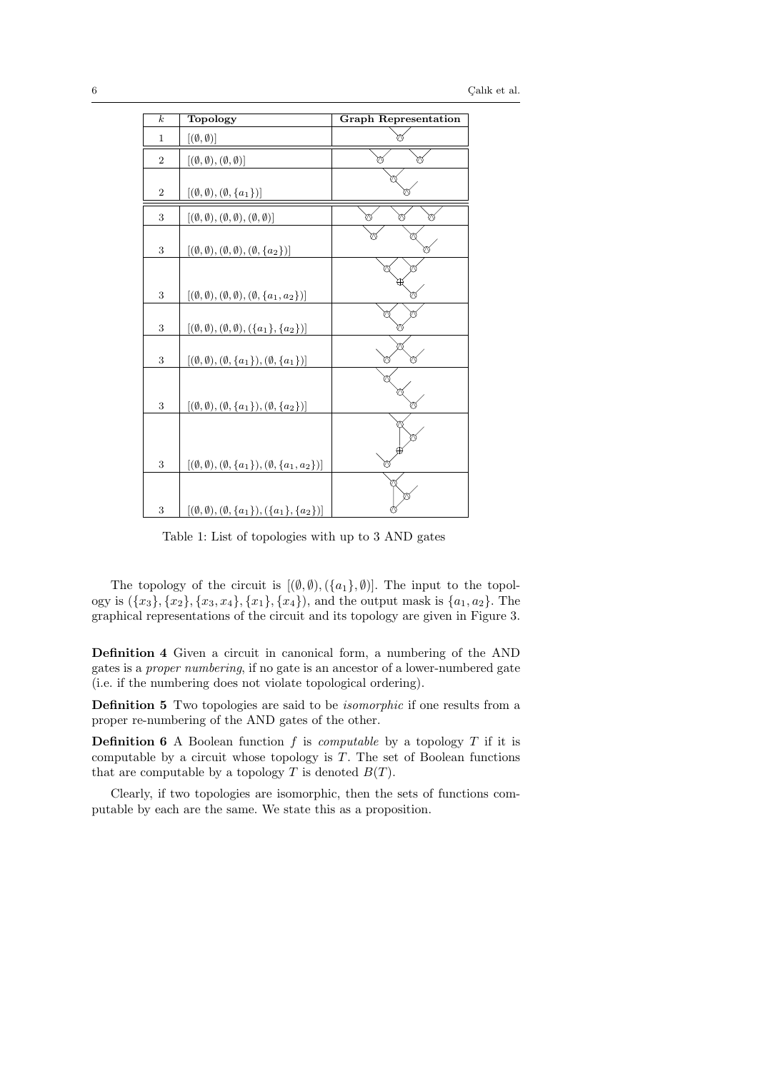| $k$ | **Topology** | **Graph Representation** |
| --- | --- | --- |
| 1 | $[(\emptyset, \emptyset)]$ | |
| 2 | $[(\emptyset, \emptyset), (\emptyset, \emptyset)]$ | |
| 2 | $[(\emptyset, \emptyset), (\emptyset, \{a_1\})]$ | |
| 3 | $[(\emptyset, \emptyset), (\emptyset, \emptyset), (\emptyset, \emptyset)]$ | |
| 3 | $[(\emptyset, \emptyset), (\emptyset, \emptyset), (\emptyset, \{a_2\})]$ | |
| 3 | $[(\emptyset, \emptyset), (\emptyset, \emptyset), (\emptyset, \{a_1, a_2\})]$ | |
| 3 | $[(\emptyset, \emptyset), (\emptyset, \emptyset), (\{a_1\}, \{a_2\})]$ | |
| 3 | $[(\emptyset, \emptyset), (\emptyset, \{a_1\}), (\emptyset, \{a_1\})]$ | |
| 3 | $[(\emptyset, \emptyset), (\emptyset, \{a_1\}), (\emptyset, \{a_2\})]$ | |
| 3 | $[(\emptyset, \emptyset), (\emptyset, \{a_1\}), (\emptyset, \{a_1, a_2\})]$ | |
| 3 | $[(\emptyset, \emptyset), (\emptyset, \{a_1\}), (\{a_1\}, \{a_2\})]$ | |

Table 1: List of topologies with up to 3 AND gates

The topology of the circuit is $[(\emptyset, \emptyset), (\{a_1\}, \emptyset)]$. The input to the topology is $(\{x_3\}, \{x_2\}, \{x_3, x_4\}, \{x_1\}, \{x_4\})$, and the output mask is $\{a_1, a_2\}$. The graphical representations of the circuit and its topology are given in Figure 3.

**Definition 4** Given a circuit in canonical form, a numbering of the AND gates is a *proper numbering*, if no gate is an ancestor of a lower-numbered gate (i.e. if the numbering does not violate topological ordering).

**Definition 5** Two topologies are said to be *isomorphic* if one results from a proper re-numbering of the AND gates of the other.

**Definition 6** A Boolean function $f$ is *computable* by a topology $T$ if it is computable by a circuit whose topology is $T$. The set of Boolean functions that are computable by a topology $T$ is denoted $B(T)$.

Clearly, if two topologies are isomorphic, then the sets of functions computable by each are the same. We state this as a proposition.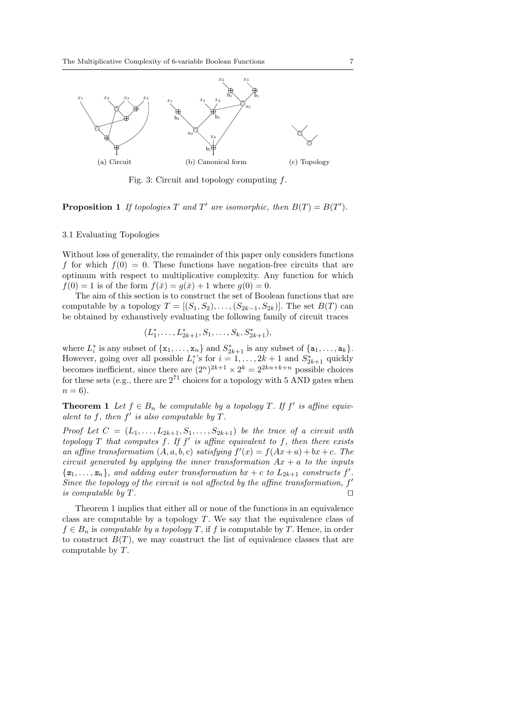(a) Circuit (b) Canonical form (c) Topology

Fig. 3: Circuit and topology computing $f$.

**Proposition 1** *If topologies $T$ and $T'$ are isomorphic, then $B(T) = B(T')$.*

### 3.1 Evaluating Topologies

Without loss of generality, the remainder of this paper only considers functions $f$ for which $f(0) = 0$. These functions have negation-free circuits that are optimum with respect to multiplicative complexity. Any function for which $f(0) = 1$ is of the form $f(\bar{x}) = g(\bar{x}) + 1$ where $g(0) = 0$.

The aim of this section is to construct the set of Boolean functions that are computable by a topology $T = [(S_1, S_2), \ldots, (S_{2k-1}, S_{2k})]$. The set $B(T)$ can be obtained by exhaustively evaluating the following family of circuit traces

$$(L_1^*, \ldots, L_{2k+1}^*, S_1, \ldots, S_k, S_{2k+1}^*),$$

where $L_i^*$ is any subset of $\{\mathtt{x}_1, \ldots, \mathtt{x}_n\}$ and $S_{2k+1}^*$ is any subset of $\{\mathtt{a}_1, \ldots, \mathtt{a}_k\}$. However, going over all possible $L_i^*$'s for $i = 1, \ldots, 2k+1$ and $S_{2k+1}^*$ quickly becomes inefficient, since there are $(2^n)^{2k+1} \times 2^k = 2^{2kn+k+n}$ possible choices for these sets (e.g., there are $2^{71}$ choices for a topology with 5 AND gates when $n = 6$).

**Theorem 1** *Let $f \in B_n$ be computable by a topology $T$. If $f'$ is affine equivalent to $f$, then $f'$ is also computable by $T$.*

*Proof* Let $C = (L_1, \ldots, L_{2k+1}, S_1, \ldots, S_{2k+1})$ be the trace of a circuit with topology $T$ that computes $f$. If $f'$ is affine equivalent to $f$, then there exists an affine transformation $(A, a, b, c)$ satisfying $f'(x) = f(Ax + a) + bx + c$. The circuit generated by applying the inner transformation $Ax + a$ to the inputs $\{\mathtt{x}_1, \ldots, \mathtt{x}_n\}$, and adding outer transformation $bx + c$ to $L_{2k+1}$ constructs $f'$. Since the topology of the circuit is not affected by the affine transformation, $f'$ is computable by $T$. $\square$

Theorem 1 implies that either all or none of the functions in an equivalence class are computable by a topology $T$. We say that the equivalence class of $f \in B_n$ is *computable by a topology $T$*, if $f$ is computable by $T$. Hence, in order to construct $B(T)$, we may construct the list of equivalence classes that are computable by $T$.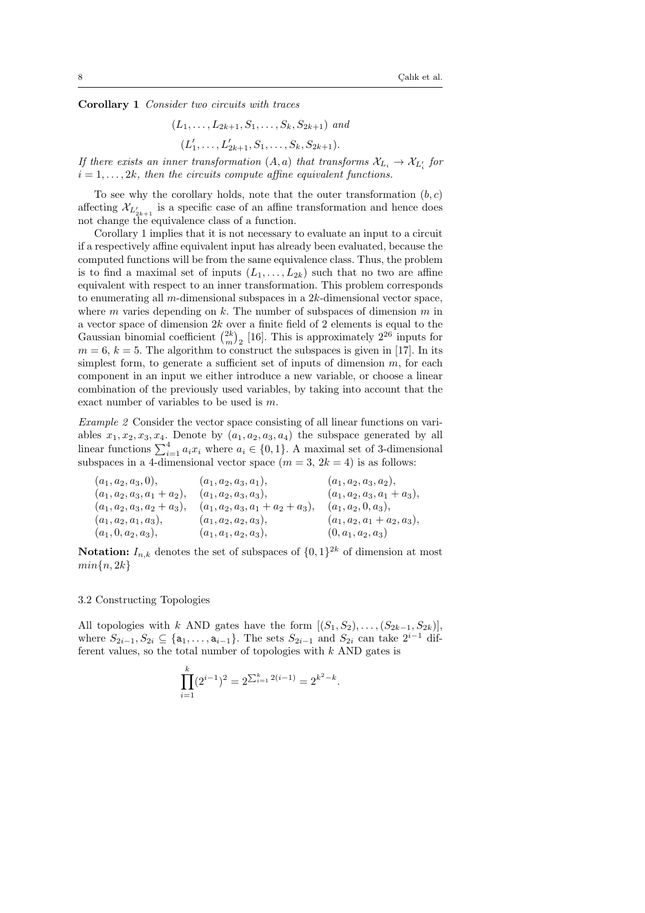**Corollary 1** *Consider two circuits with traces*

$$(L_1, \ldots, L_{2k+1}, S_1, \ldots, S_k, S_{2k+1}) \text{ and}$$
$$(L'_1, \ldots, L'_{2k+1}, S_1, \ldots, S_k, S_{2k+1}).$$

*If there exists an inner transformation $(A, a)$ that transforms $\mathcal{X}_{L_i} \to \mathcal{X}_{L'_i}$ for $i = 1, \ldots, 2k$, then the circuits compute affine equivalent functions.*

To see why the corollary holds, note that the outer transformation $(b, c)$ affecting $\mathcal{X}_{L'_{2k+1}}$ is a specific case of an affine transformation and hence does not change the equivalence class of a function.

Corollary 1 implies that it is not necessary to evaluate an input to a circuit if a respectively affine equivalent input has already been evaluated, because the computed functions will be from the same equivalence class. Thus, the problem is to find a maximal set of inputs $(L_1, \ldots, L_{2k})$ such that no two are affine equivalent with respect to an inner transformation. This problem corresponds to enumerating all $m$-dimensional subspaces in a $2k$-dimensional vector space, where $m$ varies depending on $k$. The number of subspaces of dimension $m$ in a vector space of dimension $2k$ over a finite field of 2 elements is equal to the Gaussian binomial coefficient $\binom{2k}{m}_2$ [16]. This is approximately $2^{26}$ inputs for $m = 6$, $k = 5$. The algorithm to construct the subspaces is given in [17]. In its simplest form, to generate a sufficient set of inputs of dimension $m$, for each component in an input we either introduce a new variable, or choose a linear combination of the previously used variables, by taking into account that the exact number of variables to be used is $m$.

*Example 2* Consider the vector space consisting of all linear functions on variables $x_1, x_2, x_3, x_4$. Denote by $(a_1, a_2, a_3, a_4)$ the subspace generated by all linear functions $\sum_{i=1}^{4} a_i x_i$ where $a_i \in \{0, 1\}$. A maximal set of 3-dimensional subspaces in a 4-dimensional vector space ($m = 3$, $2k = 4$) is as follows:

$(a_1, a_2, a_3, 0)$, $(a_1, a_2, a_3, a_1)$, $(a_1, a_2, a_3, a_2)$,
$(a_1, a_2, a_3, a_1 + a_2)$, $(a_1, a_2, a_3, a_3)$, $(a_1, a_2, a_3, a_1 + a_3)$,
$(a_1, a_2, a_3, a_2 + a_3)$, $(a_1, a_2, a_3, a_1 + a_2 + a_3)$, $(a_1, a_2, 0, a_3)$,
$(a_1, a_2, a_1, a_3)$, $(a_1, a_2, a_2, a_3)$, $(a_1, a_2, a_1 + a_2, a_3)$,
$(a_1, 0, a_2, a_3)$, $(a_1, a_1, a_2, a_3)$, $(0, a_1, a_2, a_3)$

**Notation:** $I_{n,k}$ denotes the set of subspaces of $\{0, 1\}^{2k}$ of dimension at most $min\{n, 2k\}$

### 3.2 Constructing Topologies

All topologies with $k$ AND gates have the form $[(S_1, S_2), \ldots, (S_{2k-1}, S_{2k})]$, where $S_{2i-1}, S_{2i} \subseteq \{\mathtt{a}_1, \ldots, \mathtt{a}_{i-1}\}$. The sets $S_{2i-1}$ and $S_{2i}$ can take $2^{i-1}$ different values, so the total number of topologies with $k$ AND gates is

$$\prod_{i=1}^{k} (2^{i-1})^2 = 2^{\sum_{i=1}^{k} 2(i-1)} = 2^{k^2 - k}.$$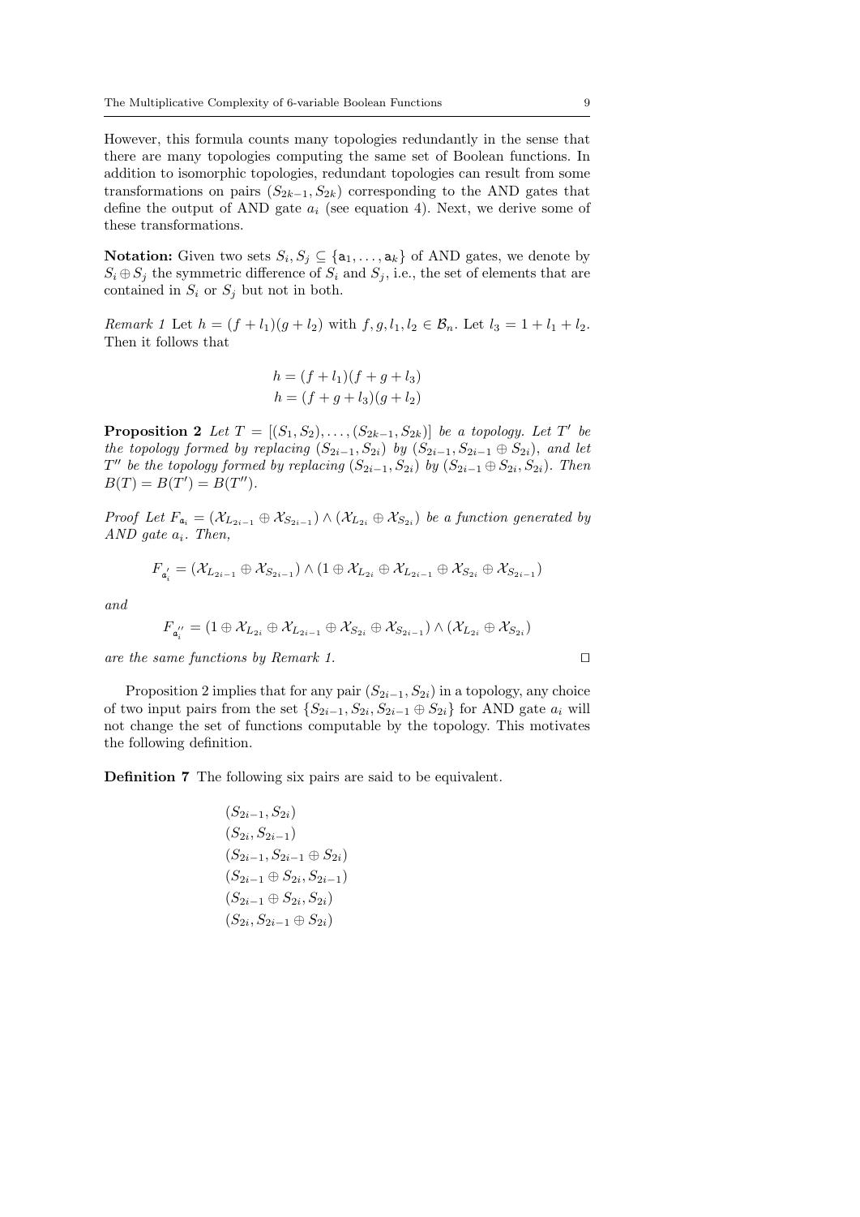However, this formula counts many topologies redundantly in the sense that there are many topologies computing the same set of Boolean functions. In addition to isomorphic topologies, redundant topologies can result from some transformations on pairs $(S_{2k-1}, S_{2k})$ corresponding to the AND gates that define the output of AND gate $a_i$ (see equation 4). Next, we derive some of these transformations.

**Notation:** Given two sets $S_i, S_j \subseteq \{\mathtt{a}_1, \ldots, \mathtt{a}_k\}$ of AND gates, we denote by $S_i \oplus S_j$ the symmetric difference of $S_i$ and $S_j$, i.e., the set of elements that are contained in $S_i$ or $S_j$ but not in both.

*Remark 1* Let $h = (f + l_1)(g + l_2)$ with $f, g, l_1, l_2 \in \mathcal{B}_n$. Let $l_3 = 1 + l_1 + l_2$. Then it follows that

$$h = (f + l_1)(f + g + l_3)$$
$$h = (f + g + l_3)(g + l_2)$$

**Proposition 2** *Let $T = [(S_1, S_2), \ldots, (S_{2k-1}, S_{2k})]$ be a topology. Let $T'$ be the topology formed by replacing $(S_{2i-1}, S_{2i})$ by $(S_{2i-1}, S_{2i-1} \oplus S_{2i})$, and let $T''$ be the topology formed by replacing $(S_{2i-1}, S_{2i})$ by $(S_{2i-1} \oplus S_{2i}, S_{2i})$. Then $B(T) = B(T') = B(T'')$.*

*Proof* Let $F_{\mathtt{a}_i} = (\mathcal{X}_{L_{2i-1}} \oplus \mathcal{X}_{S_{2i-1}}) \wedge (\mathcal{X}_{L_{2i}} \oplus \mathcal{X}_{S_{2i}})$ be a function generated by AND gate $a_i$. Then,

$$F_{\mathtt{a}'_i} = (\mathcal{X}_{L_{2i-1}} \oplus \mathcal{X}_{S_{2i-1}}) \wedge (1 \oplus \mathcal{X}_{L_{2i}} \oplus \mathcal{X}_{L_{2i-1}} \oplus \mathcal{X}_{S_{2i}} \oplus \mathcal{X}_{S_{2i-1}})$$

and

$$F_{\mathtt{a}''_i} = (1 \oplus \mathcal{X}_{L_{2i}} \oplus \mathcal{X}_{L_{2i-1}} \oplus \mathcal{X}_{S_{2i}} \oplus \mathcal{X}_{S_{2i-1}}) \wedge (\mathcal{X}_{L_{2i}} \oplus \mathcal{X}_{S_{2i}})$$

are the same functions by Remark 1. □

Proposition 2 implies that for any pair $(S_{2i-1}, S_{2i})$ in a topology, any choice of two input pairs from the set $\{S_{2i-1}, S_{2i}, S_{2i-1} \oplus S_{2i}\}$ for AND gate $a_i$ will not change the set of functions computable by the topology. This motivates the following definition.

**Definition 7** The following six pairs are said to be equivalent.

$$(S_{2i-1}, S_{2i})$$
$$(S_{2i}, S_{2i-1})$$
$$(S_{2i-1}, S_{2i-1} \oplus S_{2i})$$
$$(S_{2i-1} \oplus S_{2i}, S_{2i-1})$$
$$(S_{2i-1} \oplus S_{2i}, S_{2i})$$
$$(S_{2i}, S_{2i-1} \oplus S_{2i})$$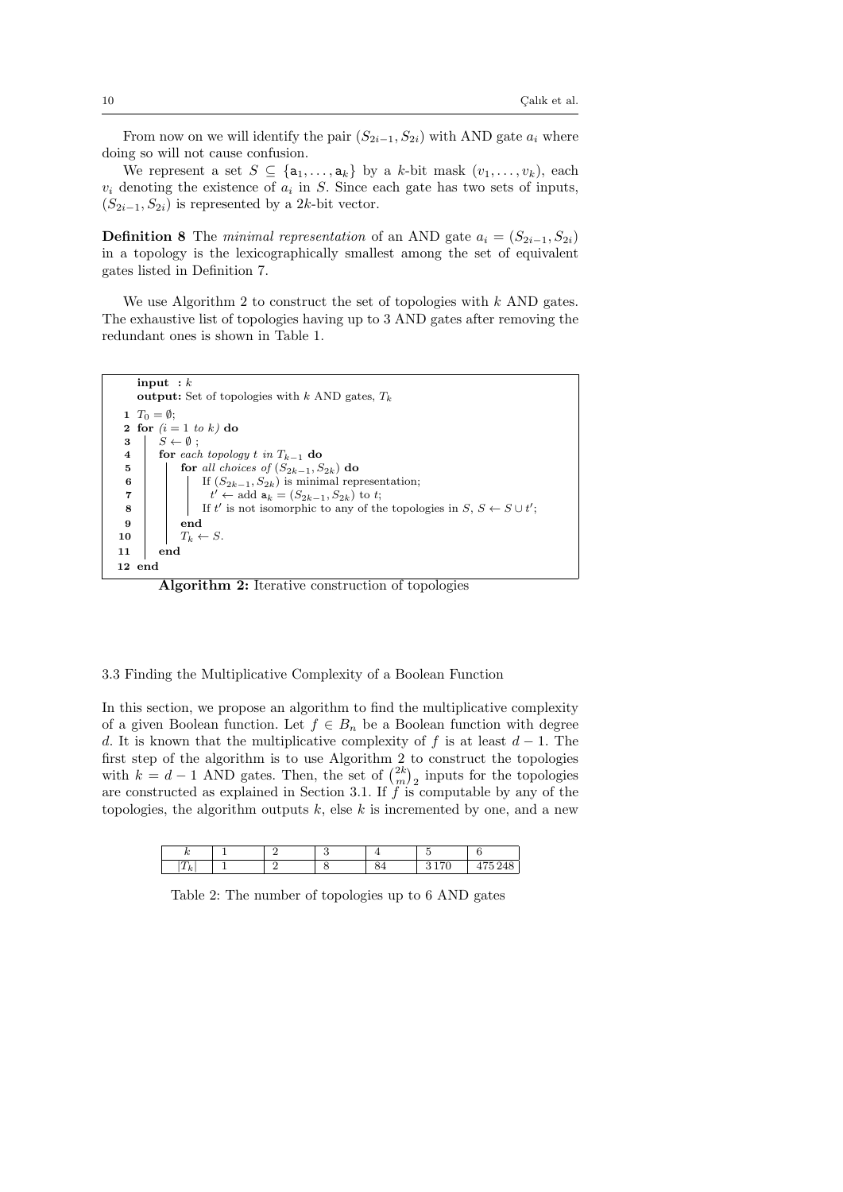From now on we will identify the pair $(S_{2i-1}, S_{2i})$ with AND gate $a_i$ where doing so will not cause confusion.

We represent a set $S \subseteq \{\mathsf{a}_1, \ldots, \mathsf{a}_k\}$ by a $k$-bit mask $(v_1, \ldots, v_k)$, each $v_i$ denoting the existence of $a_i$ in $S$. Since each gate has two sets of inputs, $(S_{2i-1}, S_{2i})$ is represented by a $2k$-bit vector.

**Definition 8** The *minimal representation* of an AND gate $a_i = (S_{2i-1}, S_{2i})$ in a topology is the lexicographically smallest among the set of equivalent gates listed in Definition 7.

We use Algorithm 2 to construct the set of topologies with $k$ AND gates. The exhaustive list of topologies having up to 3 AND gates after removing the redundant ones is shown in Table 1.

```
    input  : k
    output: Set of topologies with k AND gates, T_k
 1  T_0 = ∅;
 2  for (i = 1 to k) do
 3      S ← ∅ ;
 4      for each topology t in T_{k-1} do
 5          for all choices of (S_{2k-1}, S_{2k}) do
 6              If (S_{2k-1}, S_{2k}) is minimal representation;
 7                t' ← add a_k = (S_{2k-1}, S_{2k}) to t;
 8              If t' is not isomorphic to any of the topologies in S, S ← S ∪ t';
 9          end
10          T_k ← S.
11      end
12  end
```

**Algorithm 2:** Iterative construction of topologies

### 3.3 Finding the Multiplicative Complexity of a Boolean Function

In this section, we propose an algorithm to find the multiplicative complexity of a given Boolean function. Let $f \in B_n$ be a Boolean function with degree $d$. It is known that the multiplicative complexity of $f$ is at least $d-1$. The first step of the algorithm is to use Algorithm 2 to construct the topologies with $k = d-1$ AND gates. Then, the set of $\binom{2k}{m}_2$ inputs for the topologies are constructed as explained in Section 3.1. If $f$ is computable by any of the topologies, the algorithm outputs $k$, else $k$ is incremented by one, and a new

| $k$ | 1 | 2 | 3 | 4 | 5 | 6 |
|---|---|---|---|---|---|---|
| $\lvert T_k \rvert$ | 1 | 2 | 8 | 84 | 3 170 | 475 248 |

Table 2: The number of topologies up to 6 AND gates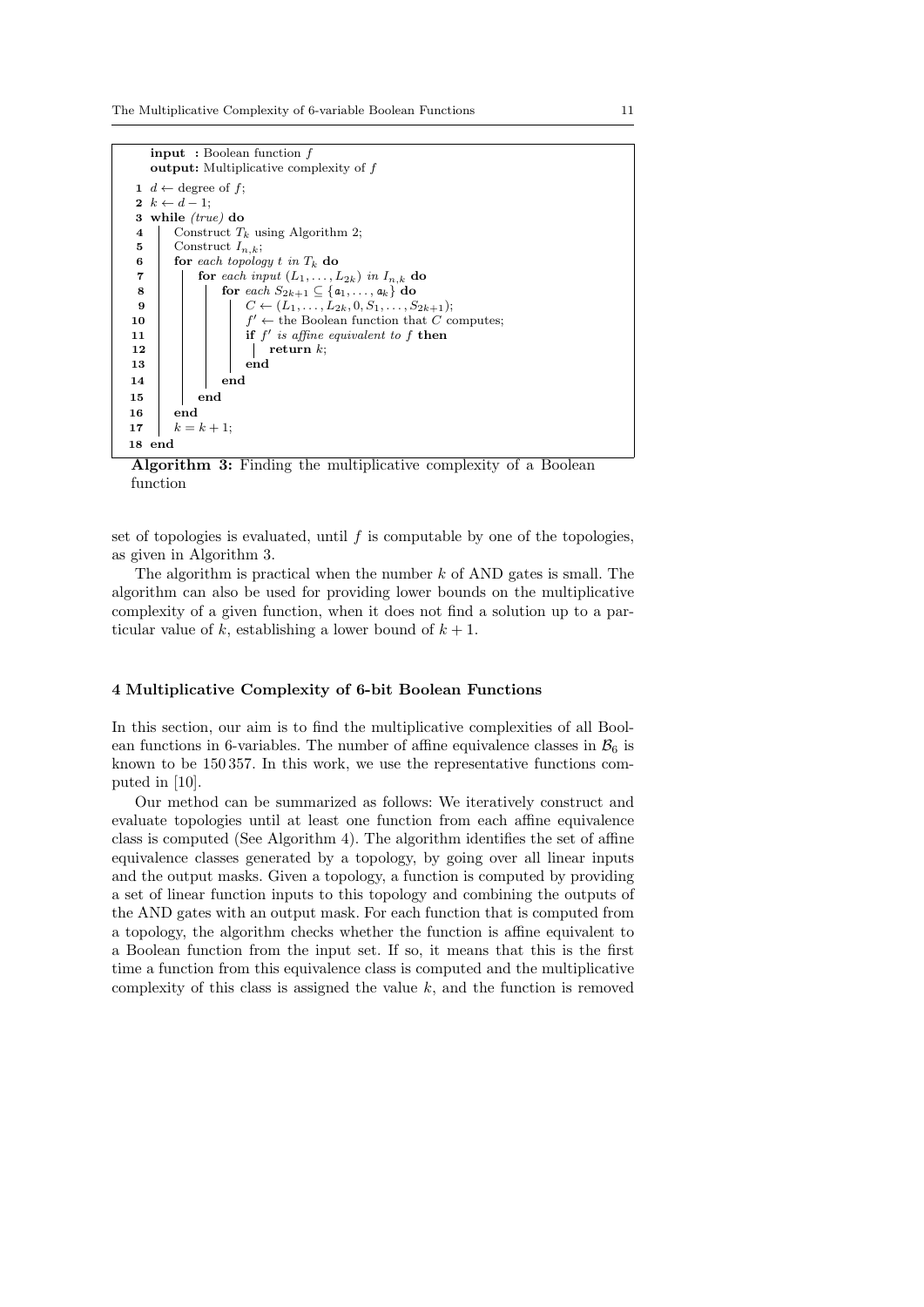```
   input : Boolean function f
   output: Multiplicative complexity of f
 1 d ← degree of f;
 2 k ← d − 1;
 3 while (true) do
 4     Construct T_k using Algorithm 2;
 5     Construct I_{n,k};
 6     for each topology t in T_k do
 7         for each input (L_1, ..., L_{2k}) in I_{n,k} do
 8             for each S_{2k+1} ⊆ {a_1, ..., a_k} do
 9                 C ← (L_1, ..., L_{2k}, 0, S_1, ..., S_{2k+1});
10                 f' ← the Boolean function that C computes;
11                 if f' is affine equivalent to f then
12                     return k;
13                 end
14             end
15         end
16     end
17     k = k + 1;
18 end
```

**Algorithm 3:** Finding the multiplicative complexity of a Boolean function

set of topologies is evaluated, until $f$ is computable by one of the topologies, as given in Algorithm 3.

The algorithm is practical when the number $k$ of AND gates is small. The algorithm can also be used for providing lower bounds on the multiplicative complexity of a given function, when it does not find a solution up to a particular value of $k$, establishing a lower bound of $k+1$.

## 4 Multiplicative Complexity of 6-bit Boolean Functions

In this section, our aim is to find the multiplicative complexities of all Boolean functions in 6-variables. The number of affine equivalence classes in $\mathcal{B}_6$ is known to be 150 357. In this work, we use the representative functions computed in [10].

Our method can be summarized as follows: We iteratively construct and evaluate topologies until at least one function from each affine equivalence class is computed (See Algorithm 4). The algorithm identifies the set of affine equivalence classes generated by a topology, by going over all linear inputs and the output masks. Given a topology, a function is computed by providing a set of linear function inputs to this topology and combining the outputs of the AND gates with an output mask. For each function that is computed from a topology, the algorithm checks whether the function is affine equivalent to a Boolean function from the input set. If so, it means that this is the first time a function from this equivalence class is computed and the multiplicative complexity of this class is assigned the value $k$, and the function is removed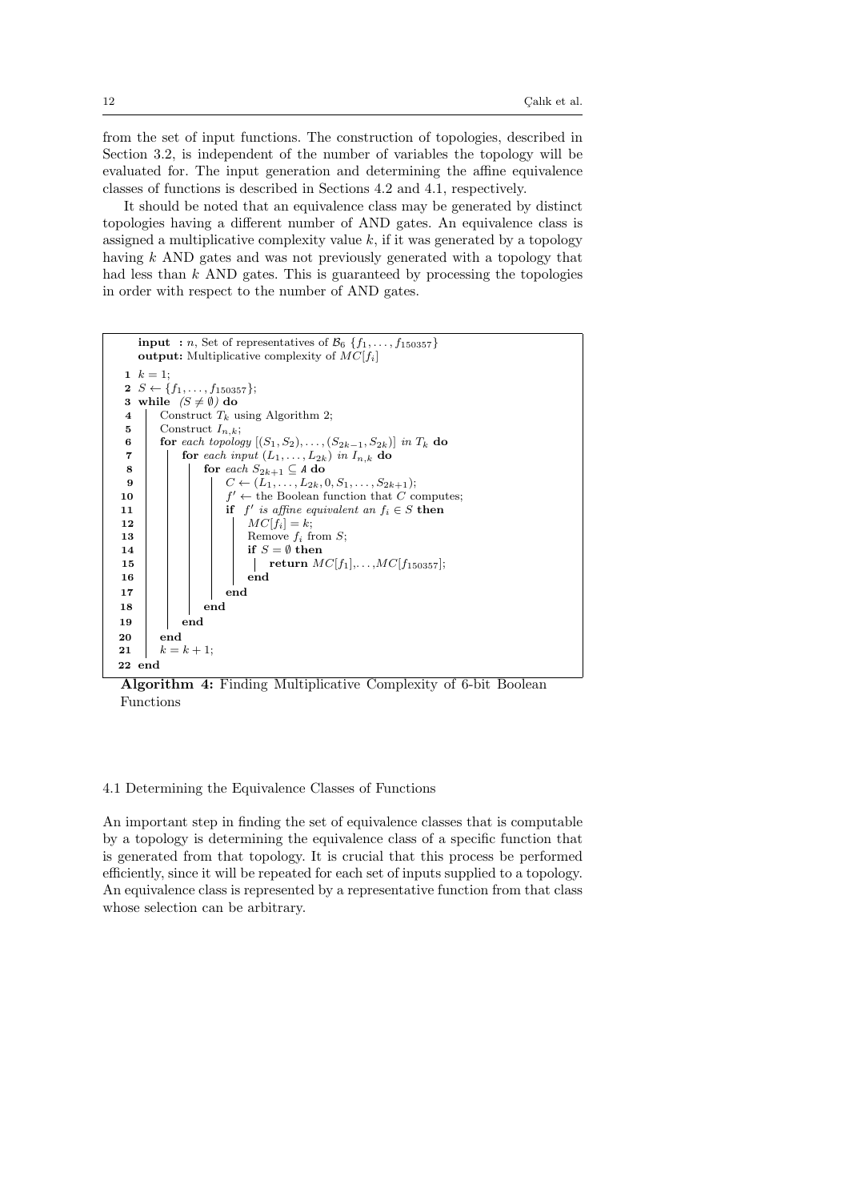from the set of input functions. The construction of topologies, described in Section 3.2, is independent of the number of variables the topology will be evaluated for. The input generation and determining the affine equivalence classes of functions is described in Sections 4.2 and 4.1, respectively.

It should be noted that an equivalence class may be generated by distinct topologies having a different number of AND gates. An equivalence class is assigned a multiplicative complexity value $k$, if it was generated by a topology having $k$ AND gates and was not previously generated with a topology that had less than $k$ AND gates. This is guaranteed by processing the topologies in order with respect to the number of AND gates.

```
input  : n, Set of representatives of B_6 {f_1, ..., f_150357}
output: Multiplicative complexity of MC[f_i]
 1  k = 1;
 2  S ← {f_1, ..., f_150357};
 3  while (S ≠ ∅) do
 4      Construct T_k using Algorithm 2;
 5      Construct I_{n,k};
 6      for each topology [(S_1, S_2), ..., (S_{2k-1}, S_{2k})] in T_k do
 7          for each input (L_1, ..., L_{2k}) in I_{n,k} do
 8              for each S_{2k+1} ⊆ A do
 9                  C ← (L_1, ..., L_{2k}, 0, S_1, ..., S_{2k+1});
10                  f' ← the Boolean function that C computes;
11                  if f' is affine equivalent an f_i ∈ S then
12                      MC[f_i] = k;
13                      Remove f_i from S;
14                      if S = ∅ then
15                          return MC[f_1],...,MC[f_150357];
16                      end
17                  end
18              end
19          end
20      end
21      k = k + 1;
22  end
```

**Algorithm 4:** Finding Multiplicative Complexity of 6-bit Boolean Functions

### 4.1 Determining the Equivalence Classes of Functions

An important step in finding the set of equivalence classes that is computable by a topology is determining the equivalence class of a specific function that is generated from that topology. It is crucial that this process be performed efficiently, since it will be repeated for each set of inputs supplied to a topology. An equivalence class is represented by a representative function from that class whose selection can be arbitrary.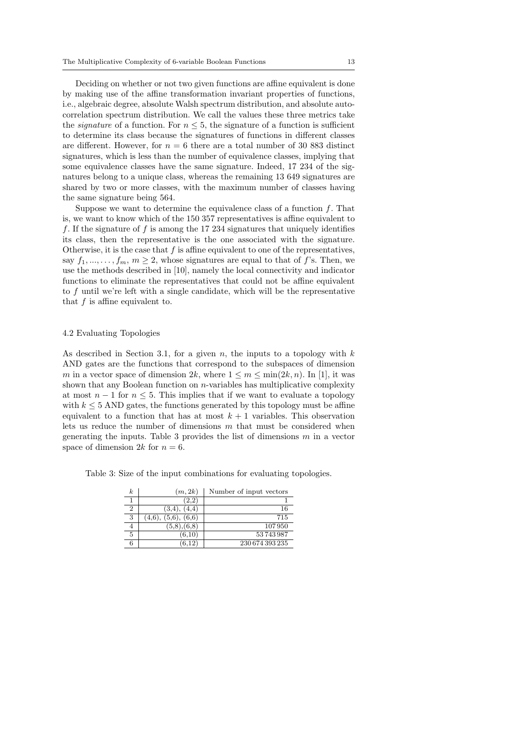Deciding on whether or not two given functions are affine equivalent is done by making use of the affine transformation invariant properties of functions, i.e., algebraic degree, absolute Walsh spectrum distribution, and absolute autocorrelation spectrum distribution. We call the values these three metrics take the *signature* of a function. For $n \leq 5$, the signature of a function is sufficient to determine its class because the signatures of functions in different classes are different. However, for $n = 6$ there are a total number of 30 883 distinct signatures, which is less than the number of equivalence classes, implying that some equivalence classes have the same signature. Indeed, 17 234 of the signatures belong to a unique class, whereas the remaining 13 649 signatures are shared by two or more classes, with the maximum number of classes having the same signature being 564.

Suppose we want to determine the equivalence class of a function $f$. That is, we want to know which of the 150 357 representatives is affine equivalent to $f$. If the signature of $f$ is among the 17 234 signatures that uniquely identifies its class, then the representative is the one associated with the signature. Otherwise, it is the case that $f$ is affine equivalent to one of the representatives, say $f_1, ..., \ldots, f_m$, $m \geq 2$, whose signatures are equal to that of $f$'s. Then, we use the methods described in [10], namely the local connectivity and indicator functions to eliminate the representatives that could not be affine equivalent to $f$ until we're left with a single candidate, which will be the representative that $f$ is affine equivalent to.

### 4.2 Evaluating Topologies

As described in Section 3.1, for a given $n$, the inputs to a topology with $k$ AND gates are the functions that correspond to the subspaces of dimension $m$ in a vector space of dimension $2k$, where $1 \leq m \leq \min(2k, n)$. In [1], it was shown that any Boolean function on $n$-variables has multiplicative complexity at most $n-1$ for $n \leq 5$. This implies that if we want to evaluate a topology with $k \leq 5$ AND gates, the functions generated by this topology must be affine equivalent to a function that has at most $k+1$ variables. This observation lets us reduce the number of dimensions $m$ that must be considered when generating the inputs. Table 3 provides the list of dimensions $m$ in a vector space of dimension $2k$ for $n = 6$.

Table 3: Size of the input combinations for evaluating topologies.

| $k$ | $(m, 2k)$ | Number of input vectors |
|---|---|---|
| 1 | (2,2) | 1 |
| 2 | (3,4), (4,4) | 16 |
| 3 | (4,6), (5,6), (6,6) | 715 |
| 4 | (5,8),(6,8) | 107 950 |
| 5 | (6,10) | 53 743 987 |
| 6 | (6,12) | 230 674 393 235 |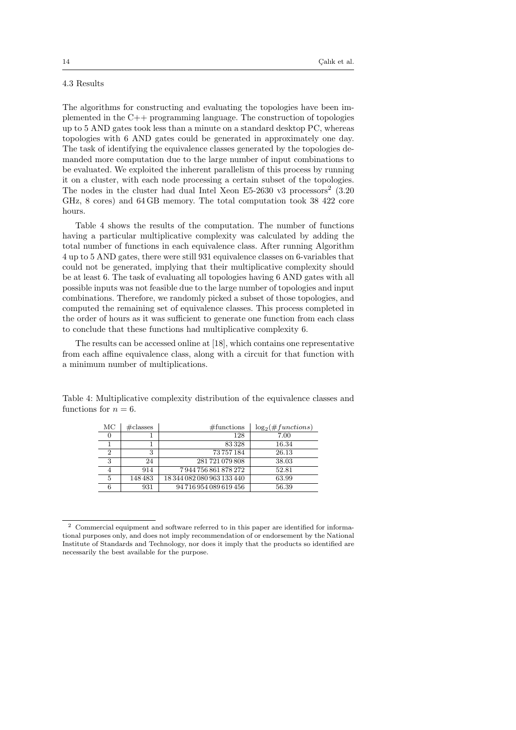### 4.3 Results

The algorithms for constructing and evaluating the topologies have been implemented in the C++ programming language. The construction of topologies up to 5 AND gates took less than a minute on a standard desktop PC, whereas topologies with 6 AND gates could be generated in approximately one day. The task of identifying the equivalence classes generated by the topologies demanded more computation due to the large number of input combinations to be evaluated. We exploited the inherent parallelism of this process by running it on a cluster, with each node processing a certain subset of the topologies. The nodes in the cluster had dual Intel Xeon E5-2630 v3 processors[2] (3.20 GHz, 8 cores) and 64 GB memory. The total computation took 38 422 core hours.

Table 4 shows the results of the computation. The number of functions having a particular multiplicative complexity was calculated by adding the total number of functions in each equivalence class. After running Algorithm 4 up to 5 AND gates, there were still 931 equivalence classes on 6-variables that could not be generated, implying that their multiplicative complexity should be at least 6. The task of evaluating all topologies having 6 AND gates with all possible inputs was not feasible due to the large number of topologies and input combinations. Therefore, we randomly picked a subset of those topologies, and computed the remaining set of equivalence classes. This process completed in the order of hours as it was sufficient to generate one function from each class to conclude that these functions had multiplicative complexity 6.

The results can be accessed online at [18], which contains one representative from each affine equivalence class, along with a circuit for that function with a minimum number of multiplications.

Table 4: Multiplicative complexity distribution of the equivalence classes and functions for $n = 6$.

| MC | #classes | #functions | $\log_2(\#functions)$ |
|---|---|---|---|
| 0 | 1 | 128 | 7.00 |
| 1 | 1 | 83 328 | 16.34 |
| 2 | 3 | 73 757 184 | 26.13 |
| 3 | 24 | 281 721 079 808 | 38.03 |
| 4 | 914 | 7 944 756 861 878 272 | 52.81 |
| 5 | 148 483 | 18 344 082 080 963 133 440 | 63.99 |
| 6 | 931 | 94 716 954 089 619 456 | 56.39 |

[2] Commercial equipment and software referred to in this paper are identified for informational purposes only, and does not imply recommendation of or endorsement by the National Institute of Standards and Technology, nor does it imply that the products so identified are necessarily the best available for the purpose.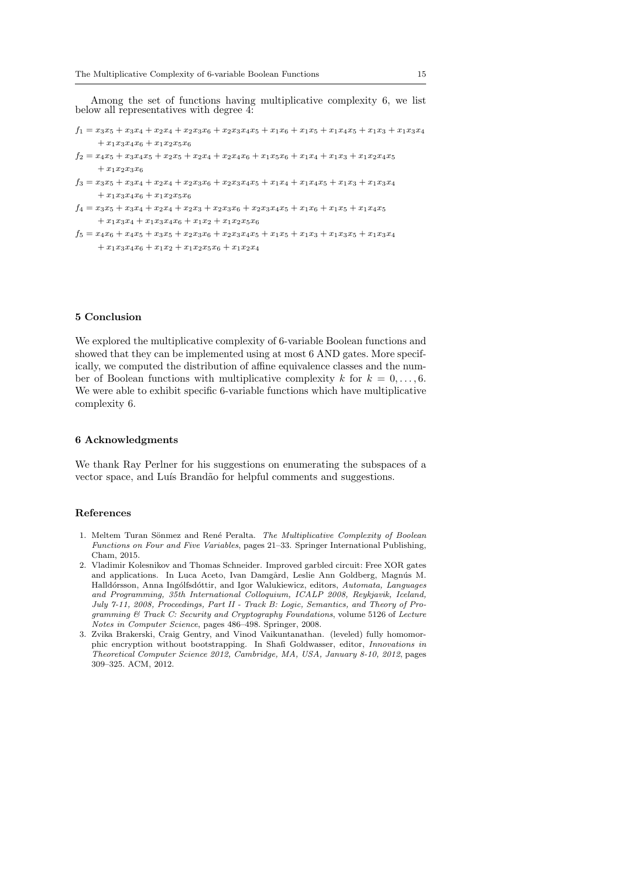Among the set of functions having multiplicative complexity 6, we list below all representatives with degree 4:

$$
\begin{aligned}
f_1 = {} & x_3x_5 + x_3x_4 + x_2x_4 + x_2x_3x_6 + x_2x_3x_4x_5 + x_1x_6 + x_1x_5 + x_1x_4x_5 + x_1x_3 + x_1x_3x_4 \\
& + x_1x_3x_4x_6 + x_1x_2x_5x_6
\end{aligned}
$$

$$
\begin{aligned}
f_2 = {} & x_4x_5 + x_3x_4x_5 + x_2x_5 + x_2x_4 + x_2x_4x_6 + x_1x_5x_6 + x_1x_4 + x_1x_3 + x_1x_2x_4x_5 \\
& + x_1x_2x_3x_6
\end{aligned}
$$

$$
\begin{aligned}
f_3 = {} & x_3x_5 + x_3x_4 + x_2x_4 + x_2x_3x_6 + x_2x_3x_4x_5 + x_1x_4 + x_1x_4x_5 + x_1x_3 + x_1x_3x_4 \\
& + x_1x_3x_4x_6 + x_1x_2x_5x_6
\end{aligned}
$$

$$
\begin{aligned}
f_4 = {} & x_3x_5 + x_3x_4 + x_2x_4 + x_2x_3 + x_2x_3x_6 + x_2x_3x_4x_5 + x_1x_6 + x_1x_5 + x_1x_4x_5 \\
& + x_1x_3x_4 + x_1x_3x_4x_6 + x_1x_2 + x_1x_2x_5x_6
\end{aligned}
$$

$$
\begin{aligned}
f_5 = {} & x_4x_6 + x_4x_5 + x_3x_5 + x_2x_3x_6 + x_2x_3x_4x_5 + x_1x_5 + x_1x_3 + x_1x_3x_5 + x_1x_3x_4 \\
& + x_1x_3x_4x_6 + x_1x_2 + x_1x_2x_5x_6 + x_1x_2x_4
\end{aligned}
$$

## 5 Conclusion

We explored the multiplicative complexity of 6-variable Boolean functions and showed that they can be implemented using at most 6 AND gates. More specifically, we computed the distribution of affine equivalence classes and the number of Boolean functions with multiplicative complexity $k$ for $k = 0, \ldots, 6$. We were able to exhibit specific 6-variable functions which have multiplicative complexity 6.

## 6 Acknowledgments

We thank Ray Perlner for his suggestions on enumerating the subspaces of a vector space, and Luís Brandão for helpful comments and suggestions.

## References

1. Meltem Turan Sönmez and René Peralta. *The Multiplicative Complexity of Boolean Functions on Four and Five Variables*, pages 21–33. Springer International Publishing, Cham, 2015.
2. Vladimir Kolesnikov and Thomas Schneider. Improved garbled circuit: Free XOR gates and applications. In Luca Aceto, Ivan Damgård, Leslie Ann Goldberg, Magnús M. Halldórsson, Anna Ingólfsdóttir, and Igor Walukiewicz, editors, *Automata, Languages and Programming, 35th International Colloquium, ICALP 2008, Reykjavik, Iceland, July 7-11, 2008, Proceedings, Part II - Track B: Logic, Semantics, and Theory of Programming & Track C: Security and Cryptography Foundations*, volume 5126 of *Lecture Notes in Computer Science*, pages 486–498. Springer, 2008.
3. Zvika Brakerski, Craig Gentry, and Vinod Vaikuntanathan. (leveled) fully homomorphic encryption without bootstrapping. In Shafi Goldwasser, editor, *Innovations in Theoretical Computer Science 2012, Cambridge, MA, USA, January 8-10, 2012*, pages 309–325. ACM, 2012.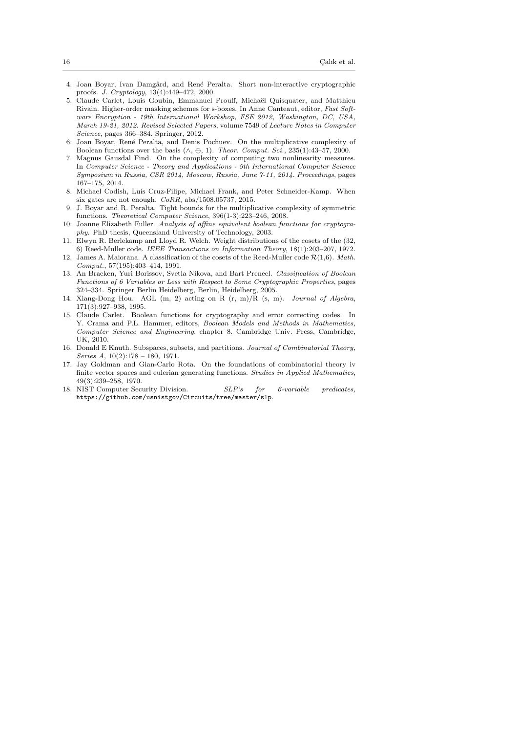4. Joan Boyar, Ivan Damgård, and René Peralta. Short non-interactive cryptographic proofs. *J. Cryptology*, 13(4):449–472, 2000.
5. Claude Carlet, Louis Goubin, Emmanuel Prouff, Michaël Quisquater, and Matthieu Rivain. Higher-order masking schemes for s-boxes. In Anne Canteaut, editor, *Fast Software Encryption - 19th International Workshop, FSE 2012, Washington, DC, USA, March 19-21, 2012. Revised Selected Papers*, volume 7549 of *Lecture Notes in Computer Science*, pages 366–384. Springer, 2012.
6. Joan Boyar, René Peralta, and Denis Pochuev. On the multiplicative complexity of Boolean functions over the basis $(\wedge, \oplus, 1)$. *Theor. Comput. Sci.*, 235(1):43–57, 2000.
7. Magnus Gausdal Find. On the complexity of computing two nonlinearity measures. In *Computer Science - Theory and Applications - 9th International Computer Science Symposium in Russia, CSR 2014, Moscow, Russia, June 7-11, 2014. Proceedings*, pages 167–175, 2014.
8. Michael Codish, Luís Cruz-Filipe, Michael Frank, and Peter Schneider-Kamp. When six gates are not enough. *CoRR*, abs/1508.05737, 2015.
9. J. Boyar and R. Peralta. Tight bounds for the multiplicative complexity of symmetric functions. *Theoretical Computer Science*, 396(1-3):223–246, 2008.
10. Joanne Elizabeth Fuller. *Analysis of affine equivalent boolean functions for cryptography*. PhD thesis, Queensland University of Technology, 2003.
11. Elwyn R. Berlekamp and Lloyd R. Welch. Weight distributions of the cosets of the (32, 6) Reed-Muller code. *IEEE Transactions on Information Theory*, 18(1):203–207, 1972.
12. James A. Maiorana. A classification of the cosets of the Reed-Muller code $\mathcal{R}(1,6)$. *Math. Comput.*, 57(195):403–414, 1991.
13. An Braeken, Yuri Borissov, Svetla Nikova, and Bart Preneel. *Classification of Boolean Functions of 6 Variables or Less with Respect to Some Cryptographic Properties*, pages 324–334. Springer Berlin Heidelberg, Berlin, Heidelberg, 2005.
14. Xiang-Dong Hou. AGL (m, 2) acting on R (r, m)/R (s, m). *Journal of Algebra*, 171(3):927–938, 1995.
15. Claude Carlet. Boolean functions for cryptography and error correcting codes. In Y. Crama and P.L. Hammer, editors, *Boolean Models and Methods in Mathematics, Computer Science and Engineering*, chapter 8. Cambridge Univ. Press, Cambridge, UK, 2010.
16. Donald E Knuth. Subspaces, subsets, and partitions. *Journal of Combinatorial Theory, Series A*, 10(2):178 – 180, 1971.
17. Jay Goldman and Gian-Carlo Rota. On the foundations of combinatorial theory iv finite vector spaces and eulerian generating functions. *Studies in Applied Mathematics*, 49(3):239–258, 1970.
18. NIST Computer Security Division. *SLP's for 6-variable predicates*, https://github.com/usnistgov/Circuits/tree/master/slp.